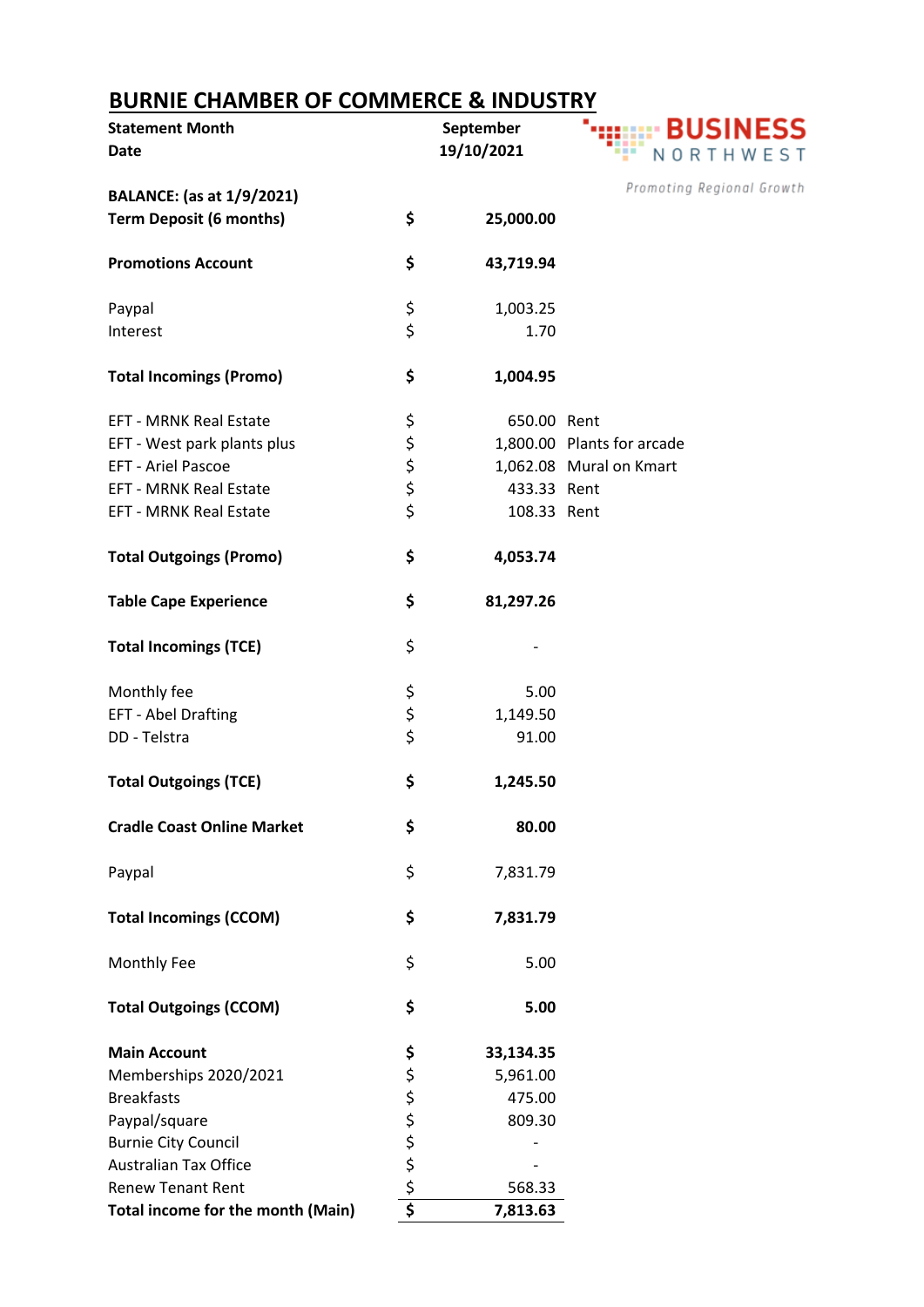# BURNIE CHAMBER OF COMMERCE & INDUSTRY

BUSINESS NORTHWEST

*Promoting Regional Growth*

| | | | |
|---|---|---|---|
| **Statement Month** | | **September** | |
| **Date** | | **19/10/2021** | |
| **BALANCE: (as at 1/9/2021)** | | | |
| **Term Deposit (6 months)** | **$** | **25,000.00** | |
| **Promotions Account** | **$** | **43,719.94** | |
| Paypal | $ | 1,003.25 | |
| Interest | $ | 1.70 | |
| **Total Incomings (Promo)** | **$** | **1,004.95** | |
| EFT - MRNK Real Estate | $ | 650.00 | Rent |
| EFT - West park plants plus | $ | 1,800.00 | Plants for arcade |
| EFT - Ariel Pascoe | $ | 1,062.08 | Mural on Kmart |
| EFT - MRNK Real Estate | $ | 433.33 | Rent |
| EFT - MRNK Real Estate | $ | 108.33 | Rent |
| **Total Outgoings (Promo)** | **$** | **4,053.74** | |
| **Table Cape Experience** | **$** | **81,297.26** | |
| **Total Incomings (TCE)** | $ | - | |
| Monthly fee | $ | 5.00 | |
| EFT - Abel Drafting | $ | 1,149.50 | |
| DD - Telstra | $ | 91.00 | |
| **Total Outgoings (TCE)** | **$** | **1,245.50** | |
| **Cradle Coast Online Market** | **$** | **80.00** | |
| Paypal | $ | 7,831.79 | |
| **Total Incomings (CCOM)** | **$** | **7,831.79** | |
| Monthly Fee | $ | 5.00 | |
| **Total Outgoings (CCOM)** | **$** | **5.00** | |
| **Main Account** | **$** | **33,134.35** | |
| Memberships 2020/2021 | $ | 5,961.00 | |
| Breakfasts | $ | 475.00 | |
| Paypal/square | $ | 809.30 | |
| Burnie City Council | $ | - | |
| Australian Tax Office | $ | - | |
| Renew Tenant Rent | $ | 568.33 | |
| **Total income for the month (Main)** | **$** | **7,813.63** | |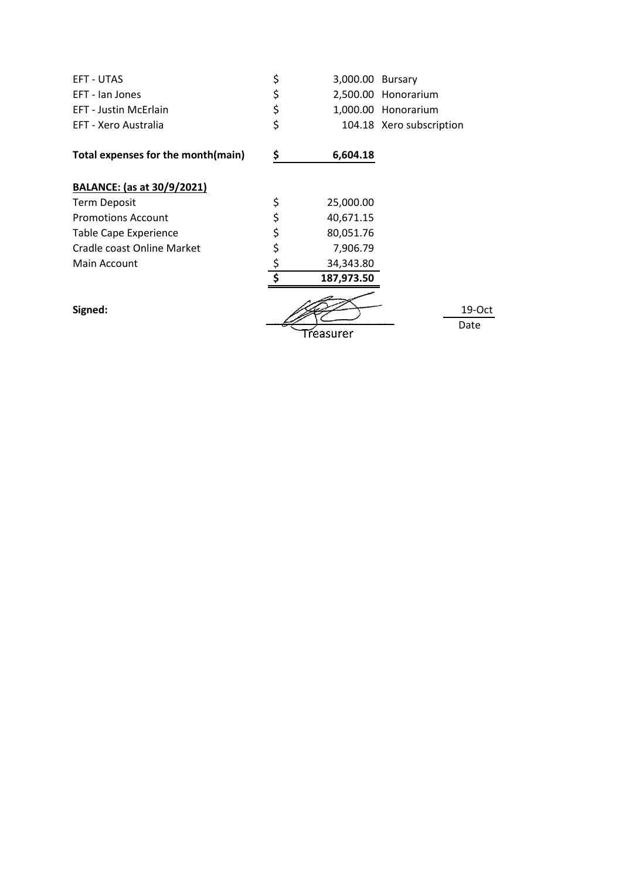| | | | |
|---|---|---|---|
| EFT - UTAS | $ | 3,000.00 | Bursary |
| EFT - Ian Jones | $ | 2,500.00 | Honorarium |
| EFT - Justin McErlain | $ | 1,000.00 | Honorarium |
| EFT - Xero Australia | $ | 104.18 | Xero subscription |
| **Total expenses for the month(main)** | **$** | **6,604.18** | |

| | | |
|---|---|---|
| **BALANCE: (as at 30/9/2021)** | | |
| Term Deposit | $ | 25,000.00 |
| Promotions Account | $ | 40,671.15 |
| Table Cape Experience | $ | 80,051.76 |
| Cradle coast Online Market | $ | 7,906.79 |
| Main Account | $ | 34,343.80 |
| | **$** | **187,973.50** |

**Signed:** Treasurer 19-Oct Date